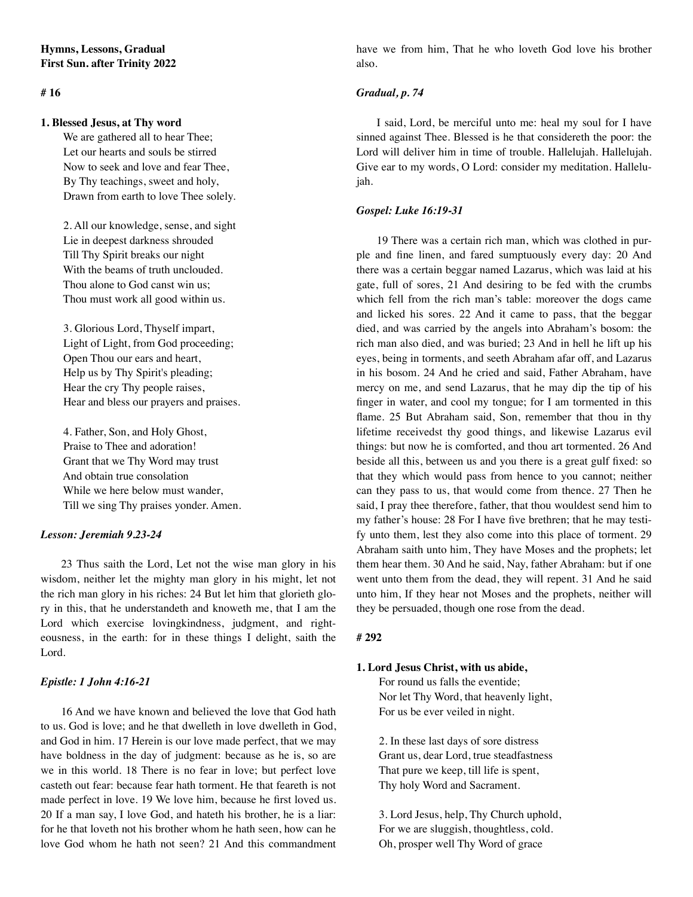**Hymns, Lessons, Gradual**
**First Sun. after Trinity 2022**

**# 16**

**1. Blessed Jesus, at Thy word**
We are gathered all to hear Thee;
Let our hearts and souls be stirred
Now to seek and love and fear Thee,
By Thy teachings, sweet and holy,
Drawn from earth to love Thee solely.

2. All our knowledge, sense, and sight
Lie in deepest darkness shrouded
Till Thy Spirit breaks our night
With the beams of truth unclouded.
Thou alone to God canst win us;
Thou must work all good within us.

3. Glorious Lord, Thyself impart,
Light of Light, from God proceeding;
Open Thou our ears and heart,
Help us by Thy Spirit's pleading;
Hear the cry Thy people raises,
Hear and bless our prayers and praises.

4. Father, Son, and Holy Ghost,
Praise to Thee and adoration!
Grant that we Thy Word may trust
And obtain true consolation
While we here below must wander,
Till we sing Thy praises yonder. Amen.

***Lesson: Jeremiah 9.23-24***

23 Thus saith the Lord, Let not the wise man glory in his wisdom, neither let the mighty man glory in his might, let not the rich man glory in his riches: 24 But let him that glorieth glory in this, that he understandeth and knoweth me, that I am the Lord which exercise lovingkindness, judgment, and righteousness, in the earth: for in these things I delight, saith the Lord.

***Epistle: 1 John 4:16-21***

16 And we have known and believed the love that God hath to us. God is love; and he that dwelleth in love dwelleth in God, and God in him. 17 Herein is our love made perfect, that we may have boldness in the day of judgment: because as he is, so are we in this world. 18 There is no fear in love; but perfect love casteth out fear: because fear hath torment. He that feareth is not made perfect in love. 19 We love him, because he first loved us. 20 If a man say, I love God, and hateth his brother, he is a liar: for he that loveth not his brother whom he hath seen, how can he love God whom he hath not seen? 21 And this commandment have we from him, That he who loveth God love his brother also.

***Gradual, p. 74***

I said, Lord, be merciful unto me: heal my soul for I have sinned against Thee. Blessed is he that considereth the poor: the Lord will deliver him in time of trouble. Hallelujah. Hallelujah. Give ear to my words, O Lord: consider my meditation. Hallelujah.

***Gospel: Luke 16:19-31***

19 There was a certain rich man, which was clothed in purple and fine linen, and fared sumptuously every day: 20 And there was a certain beggar named Lazarus, which was laid at his gate, full of sores, 21 And desiring to be fed with the crumbs which fell from the rich man's table: moreover the dogs came and licked his sores. 22 And it came to pass, that the beggar died, and was carried by the angels into Abraham's bosom: the rich man also died, and was buried; 23 And in hell he lift up his eyes, being in torments, and seeth Abraham afar off, and Lazarus in his bosom. 24 And he cried and said, Father Abraham, have mercy on me, and send Lazarus, that he may dip the tip of his finger in water, and cool my tongue; for I am tormented in this flame. 25 But Abraham said, Son, remember that thou in thy lifetime receivedst thy good things, and likewise Lazarus evil things: but now he is comforted, and thou art tormented. 26 And beside all this, between us and you there is a great gulf fixed: so that they which would pass from hence to you cannot; neither can they pass to us, that would come from thence. 27 Then he said, I pray thee therefore, father, that thou wouldest send him to my father's house: 28 For I have five brethren; that he may testify unto them, lest they also come into this place of torment. 29 Abraham saith unto him, They have Moses and the prophets; let them hear them. 30 And he said, Nay, father Abraham: but if one went unto them from the dead, they will repent. 31 And he said unto him, If they hear not Moses and the prophets, neither will they be persuaded, though one rose from the dead.

**# 292**

**1. Lord Jesus Christ, with us abide,**
For round us falls the eventide;
Nor let Thy Word, that heavenly light,
For us be ever veiled in night.

2. In these last days of sore distress
Grant us, dear Lord, true steadfastness
That pure we keep, till life is spent,
Thy holy Word and Sacrament.

3. Lord Jesus, help, Thy Church uphold,
For we are sluggish, thoughtless, cold.
Oh, prosper well Thy Word of grace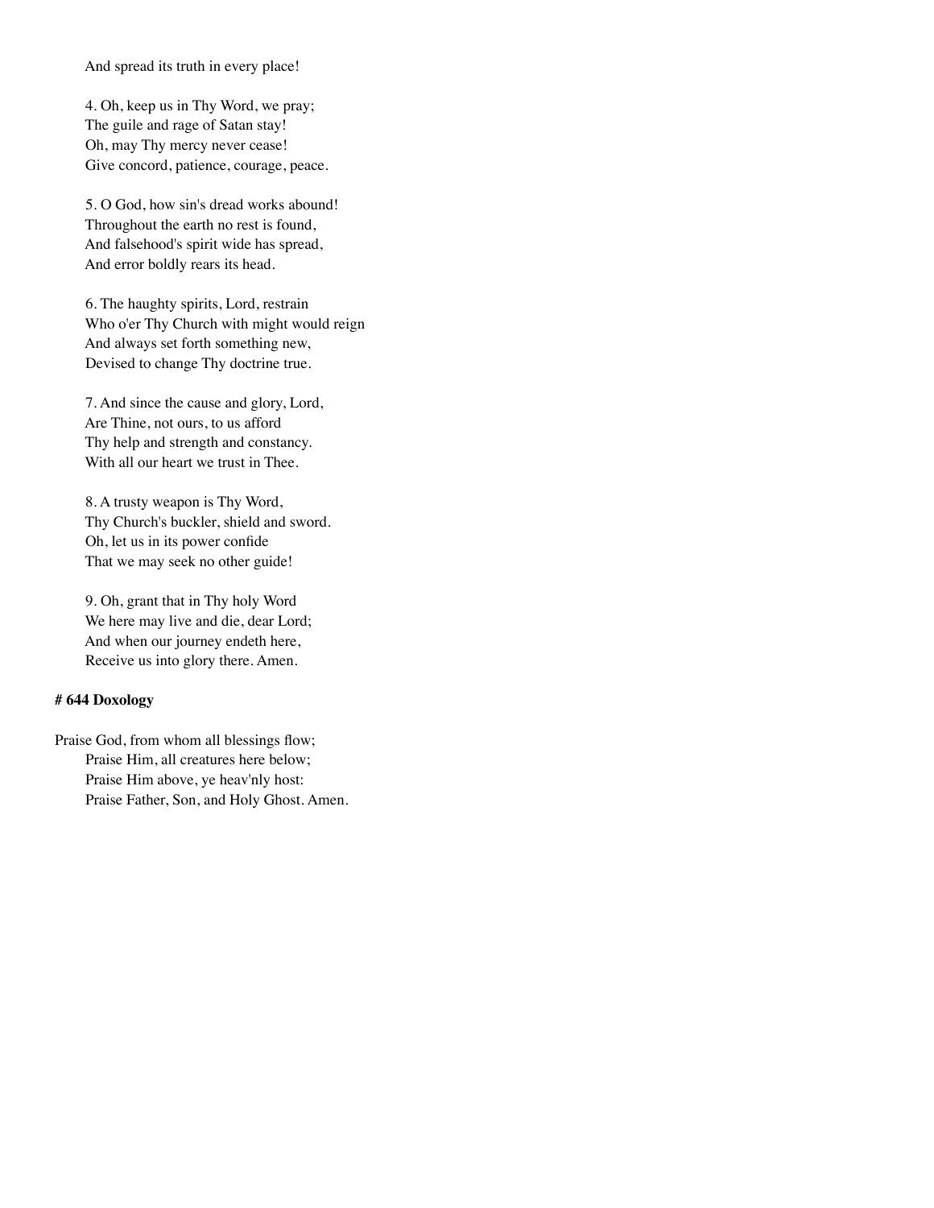And spread its truth in every place!

4. Oh, keep us in Thy Word, we pray;
The guile and rage of Satan stay!
Oh, may Thy mercy never cease!
Give concord, patience, courage, peace.

5. O God, how sin's dread works abound!
Throughout the earth no rest is found,
And falsehood's spirit wide has spread,
And error boldly rears its head.

6. The haughty spirits, Lord, restrain
Who o'er Thy Church with might would reign
And always set forth something new,
Devised to change Thy doctrine true.

7. And since the cause and glory, Lord,
Are Thine, not ours, to us afford
Thy help and strength and constancy.
With all our heart we trust in Thee.

8. A trusty weapon is Thy Word,
Thy Church's buckler, shield and sword.
Oh, let us in its power confide
That we may seek no other guide!

9. Oh, grant that in Thy holy Word
We here may live and die, dear Lord;
And when our journey endeth here,
Receive us into glory there. Amen.

**# 644 Doxology**

Praise God, from whom all blessings flow;
Praise Him, all creatures here below;
Praise Him above, ye heav'nly host:
Praise Father, Son, and Holy Ghost. Amen.